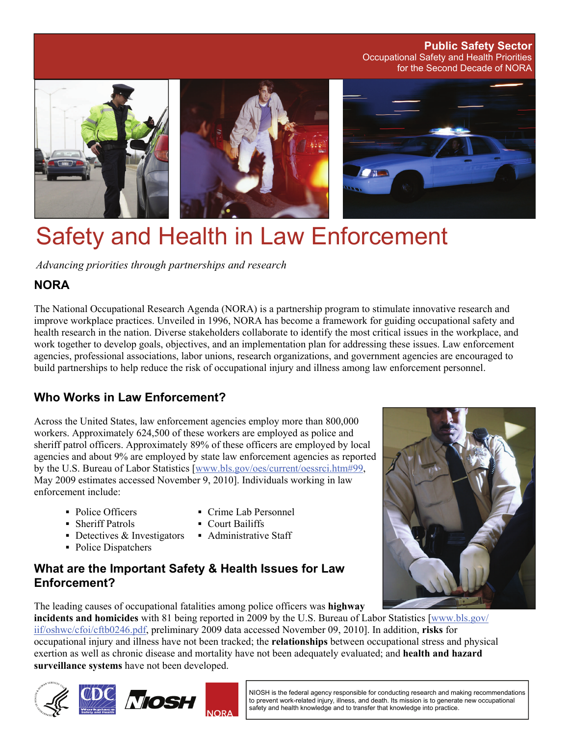**Public Safety Sector**
Occupational Safety and Health Priorities
for the Second Decade of NORA

# Safety and Health in Law Enforcement

*Advancing priorities through partnerships and research*

## NORA

The National Occupational Research Agenda (NORA) is a partnership program to stimulate innovative research and improve workplace practices. Unveiled in 1996, NORA has become a framework for guiding occupational safety and health research in the nation. Diverse stakeholders collaborate to identify the most critical issues in the workplace, and work together to develop goals, objectives, and an implementation plan for addressing these issues. Law enforcement agencies, professional associations, labor unions, research organizations, and government agencies are encouraged to build partnerships to help reduce the risk of occupational injury and illness among law enforcement personnel.

## Who Works in Law Enforcement?

Across the United States, law enforcement agencies employ more than 800,000 workers. Approximately 624,500 of these workers are employed as police and sheriff patrol officers. Approximately 89% of these officers are employed by local agencies and about 9% are employed by state law enforcement agencies as reported by the U.S. Bureau of Labor Statistics [www.bls.gov/oes/current/oessrci.htm#99, May 2009 estimates accessed November 9, 2010]. Individuals working in law enforcement include:

- Police Officers
- Sheriff Patrols
- Detectives & Investigators
- Police Dispatchers
- Crime Lab Personnel
- Court Bailiffs
- Administrative Staff

## What are the Important Safety & Health Issues for Law Enforcement?

The leading causes of occupational fatalities among police officers was **highway incidents and homicides** with 81 being reported in 2009 by the U.S. Bureau of Labor Statistics [www.bls.gov/iif/oshwc/cfoi/cftb0246.pdf, preliminary 2009 data accessed November 09, 2010]. In addition, **risks** for occupational injury and illness have not been tracked; the **relationships** between occupational stress and physical exertion as well as chronic disease and mortality have not been adequately evaluated; and **health and hazard surveillance systems** have not been developed.

NIOSH is the federal agency responsible for conducting research and making recommendations to prevent work-related injury, illness, and death. Its mission is to generate new occupational safety and health knowledge and to transfer that knowledge into practice.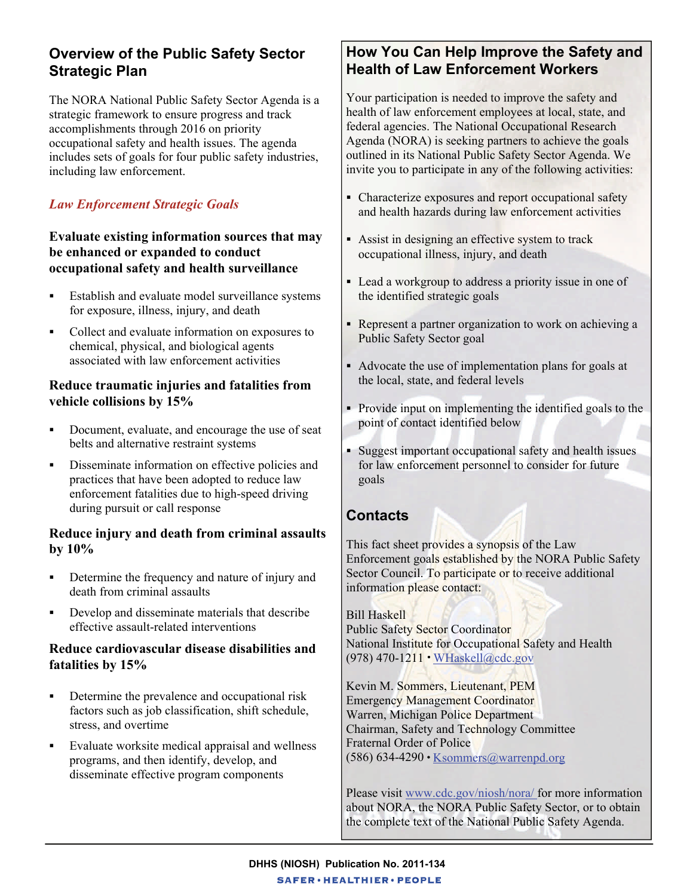## Overview of the Public Safety Sector Strategic Plan

The NORA National Public Safety Sector Agenda is a strategic framework to ensure progress and track accomplishments through 2016 on priority occupational safety and health issues. The agenda includes sets of goals for four public safety industries, including law enforcement.

### *Law Enforcement Strategic Goals*

**Evaluate existing information sources that may be enhanced or expanded to conduct occupational safety and health surveillance**

- Establish and evaluate model surveillance systems for exposure, illness, injury, and death
- Collect and evaluate information on exposures to chemical, physical, and biological agents associated with law enforcement activities

**Reduce traumatic injuries and fatalities from vehicle collisions by 15%**

- Document, evaluate, and encourage the use of seat belts and alternative restraint systems
- Disseminate information on effective policies and practices that have been adopted to reduce law enforcement fatalities due to high-speed driving during pursuit or call response

**Reduce injury and death from criminal assaults by 10%**

- Determine the frequency and nature of injury and death from criminal assaults
- Develop and disseminate materials that describe effective assault-related interventions

**Reduce cardiovascular disease disabilities and fatalities by 15%**

- Determine the prevalence and occupational risk factors such as job classification, shift schedule, stress, and overtime
- Evaluate worksite medical appraisal and wellness programs, and then identify, develop, and disseminate effective program components

## How You Can Help Improve the Safety and Health of Law Enforcement Workers

Your participation is needed to improve the safety and health of law enforcement employees at local, state, and federal agencies. The National Occupational Research Agenda (NORA) is seeking partners to achieve the goals outlined in its National Public Safety Sector Agenda. We invite you to participate in any of the following activities:

- Characterize exposures and report occupational safety and health hazards during law enforcement activities
- Assist in designing an effective system to track occupational illness, injury, and death
- Lead a workgroup to address a priority issue in one of the identified strategic goals
- Represent a partner organization to work on achieving a Public Safety Sector goal
- Advocate the use of implementation plans for goals at the local, state, and federal levels
- Provide input on implementing the identified goals to the point of contact identified below
- Suggest important occupational safety and health issues for law enforcement personnel to consider for future goals

## Contacts

This fact sheet provides a synopsis of the Law Enforcement goals established by the NORA Public Safety Sector Council. To participate or to receive additional information please contact:

Bill Haskell
Public Safety Sector Coordinator
National Institute for Occupational Safety and Health
(978) 470-1211 • WHaskell@cdc.gov

Kevin M. Sommers, Lieutenant, PEM
Emergency Management Coordinator
Warren, Michigan Police Department
Chairman, Safety and Technology Committee
Fraternal Order of Police
(586) 634-4290 • Ksommers@warrenpd.org

Please visit www.cdc.gov/niosh/nora/ for more information about NORA, the NORA Public Safety Sector, or to obtain the complete text of the National Public Safety Agenda.

**DHHS (NIOSH) Publication No. 2011-134**

SAFER • HEALTHIER • PEOPLE